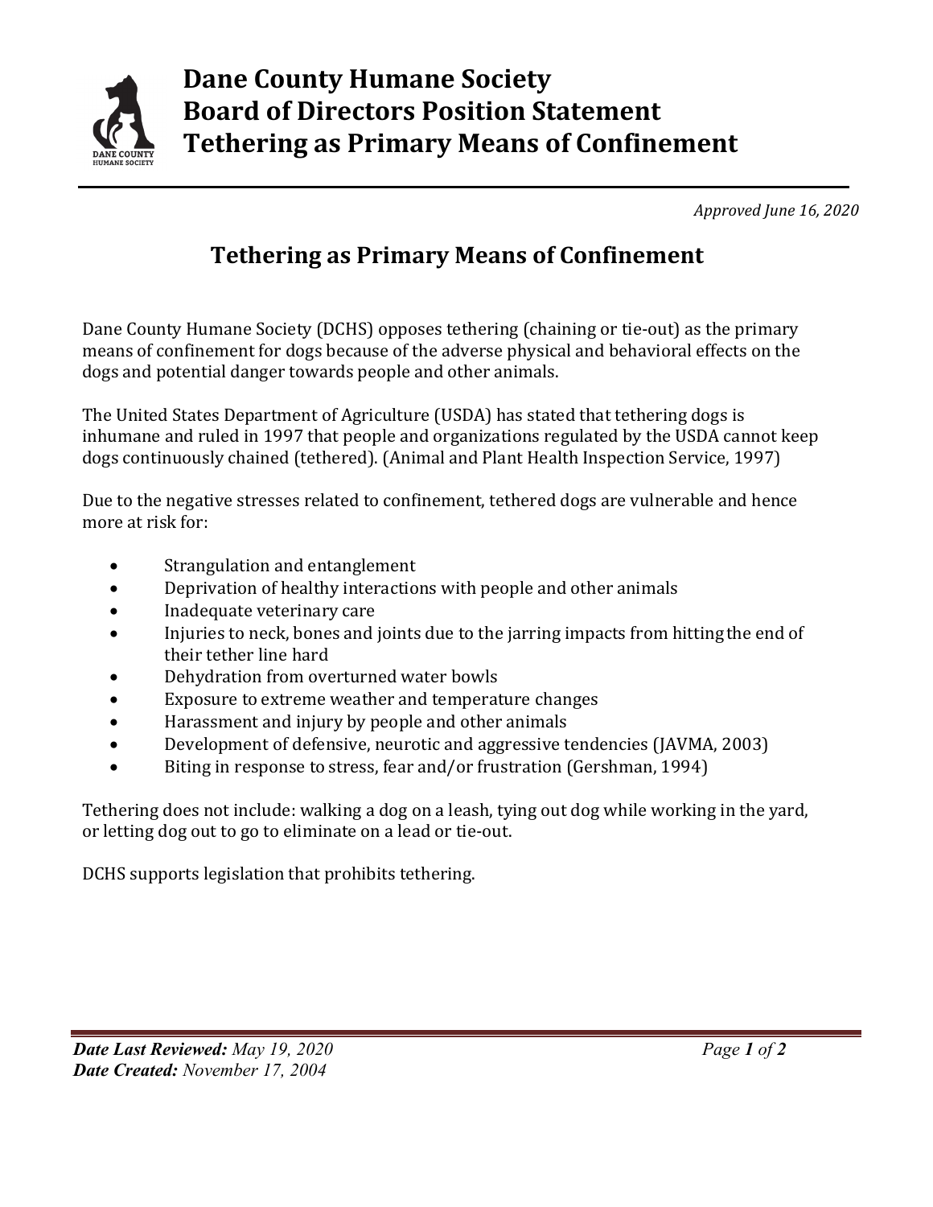# Dane County Humane Society
# Board of Directors Position Statement
# Tethering as Primary Means of Confinement

*Approved June 16, 2020*

## Tethering as Primary Means of Confinement

Dane County Humane Society (DCHS) opposes tethering (chaining or tie-out) as the primary means of confinement for dogs because of the adverse physical and behavioral effects on the dogs and potential danger towards people and other animals.

The United States Department of Agriculture (USDA) has stated that tethering dogs is inhumane and ruled in 1997 that people and organizations regulated by the USDA cannot keep dogs continuously chained (tethered). (Animal and Plant Health Inspection Service, 1997)

Due to the negative stresses related to confinement, tethered dogs are vulnerable and hence more at risk for:

- Strangulation and entanglement
- Deprivation of healthy interactions with people and other animals
- Inadequate veterinary care
- Injuries to neck, bones and joints due to the jarring impacts from hitting the end of their tether line hard
- Dehydration from overturned water bowls
- Exposure to extreme weather and temperature changes
- Harassment and injury by people and other animals
- Development of defensive, neurotic and aggressive tendencies (JAVMA, 2003)
- Biting in response to stress, fear and/or frustration (Gershman, 1994)

Tethering does not include: walking a dog on a leash, tying out dog while working in the yard, or letting dog out to go to eliminate on a lead or tie-out.

DCHS supports legislation that prohibits tethering.

***Date Last Reviewed:*** *May 19, 2020*
***Date Created:*** *November 17, 2004*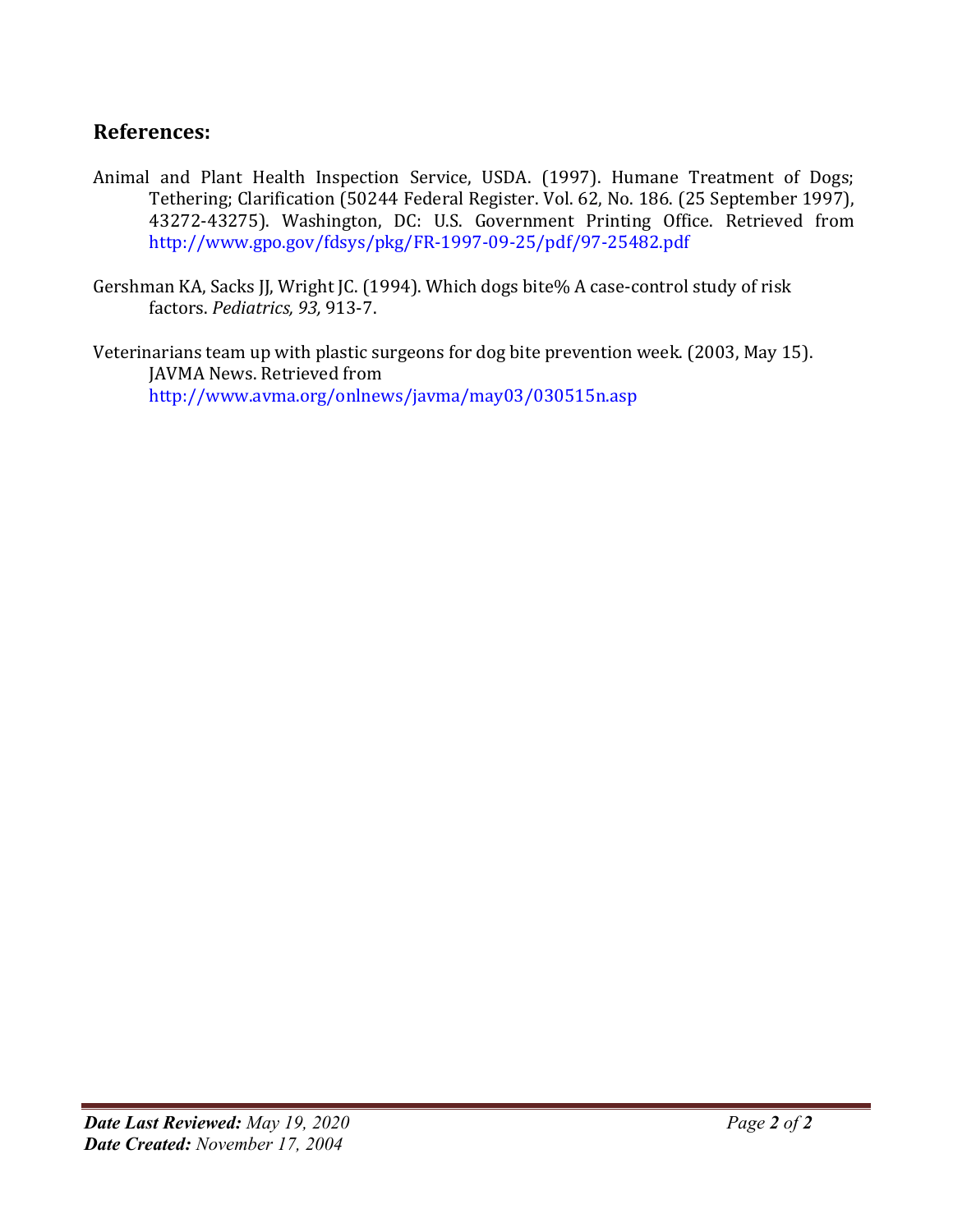## References:

Animal and Plant Health Inspection Service, USDA. (1997). Humane Treatment of Dogs; Tethering; Clarification (50244 Federal Register. Vol. 62, No. 186. (25 September 1997), 43272-43275). Washington, DC: U.S. Government Printing Office. Retrieved from http://www.gpo.gov/fdsys/pkg/FR-1997-09-25/pdf/97-25482.pdf

Gershman KA, Sacks JJ, Wright JC. (1994). Which dogs bite% A case-control study of risk factors. *Pediatrics, 93,* 913-7.

Veterinarians team up with plastic surgeons for dog bite prevention week. (2003, May 15). JAVMA News. Retrieved from http://www.avma.org/onlnews/javma/may03/030515n.asp

***Date Last Reviewed:*** *May 19, 2020*
***Date Created:*** *November 17, 2004*